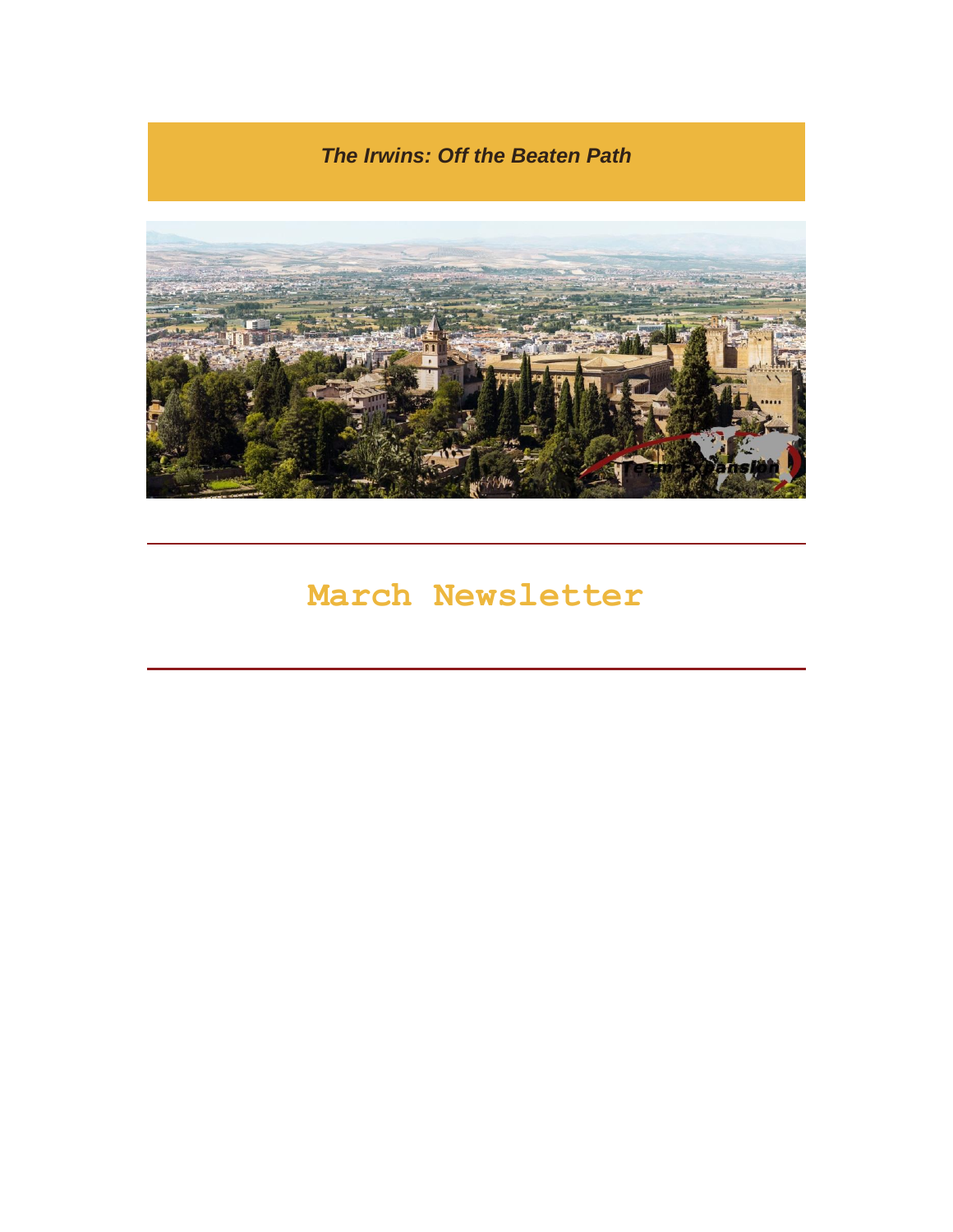*The Irwins: Off the Beaten Path*

# March Newsletter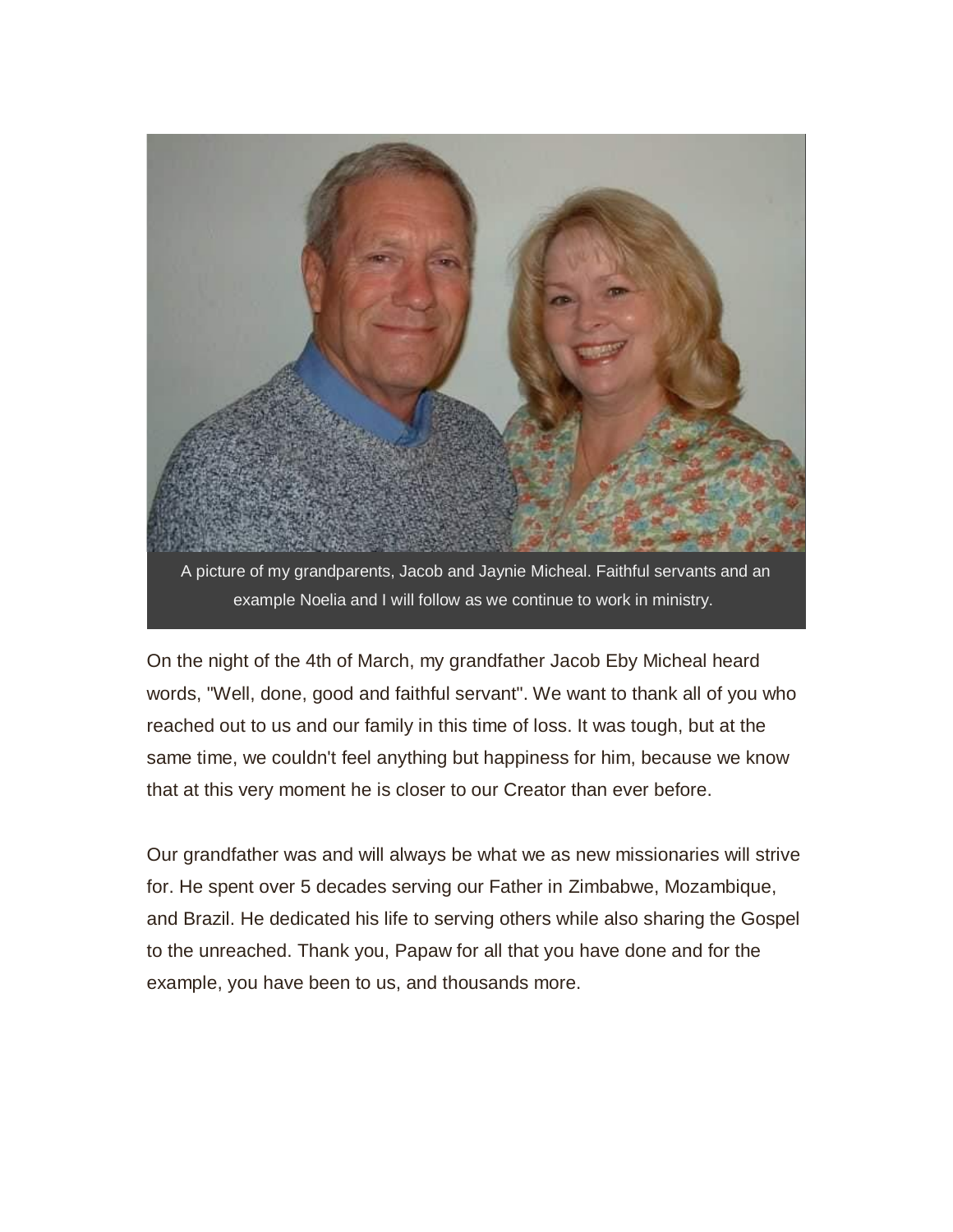A picture of my grandparents, Jacob and Jaynie Micheal. Faithful servants and an example Noelia and I will follow as we continue to work in ministry.

On the night of the 4th of March, my grandfather Jacob Eby Micheal heard words, "Well, done, good and faithful servant". We want to thank all of you who reached out to us and our family in this time of loss. It was tough, but at the same time, we couldn't feel anything but happiness for him, because we know that at this very moment he is closer to our Creator than ever before.

Our grandfather was and will always be what we as new missionaries will strive for. He spent over 5 decades serving our Father in Zimbabwe, Mozambique, and Brazil. He dedicated his life to serving others while also sharing the Gospel to the unreached. Thank you, Papaw for all that you have done and for the example, you have been to us, and thousands more.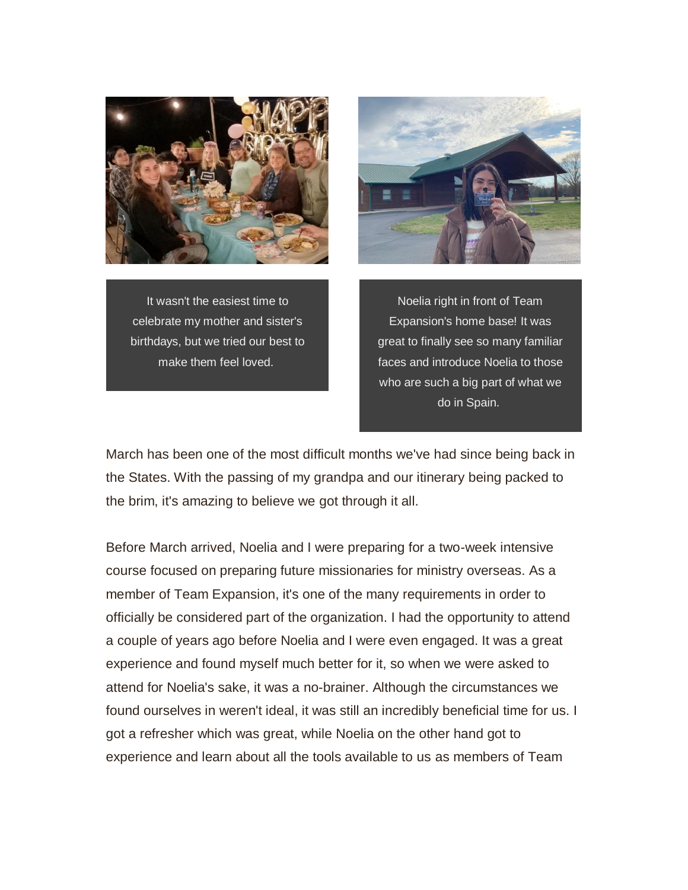It wasn't the easiest time to celebrate my mother and sister's birthdays, but we tried our best to make them feel loved.

Noelia right in front of Team Expansion's home base! It was great to finally see so many familiar faces and introduce Noelia to those who are such a big part of what we do in Spain.

March has been one of the most difficult months we've had since being back in the States. With the passing of my grandpa and our itinerary being packed to the brim, it's amazing to believe we got through it all.

Before March arrived, Noelia and I were preparing for a two-week intensive course focused on preparing future missionaries for ministry overseas. As a member of Team Expansion, it's one of the many requirements in order to officially be considered part of the organization. I had the opportunity to attend a couple of years ago before Noelia and I were even engaged. It was a great experience and found myself much better for it, so when we were asked to attend for Noelia's sake, it was a no-brainer. Although the circumstances we found ourselves in weren't ideal, it was still an incredibly beneficial time for us. I got a refresher which was great, while Noelia on the other hand got to experience and learn about all the tools available to us as members of Team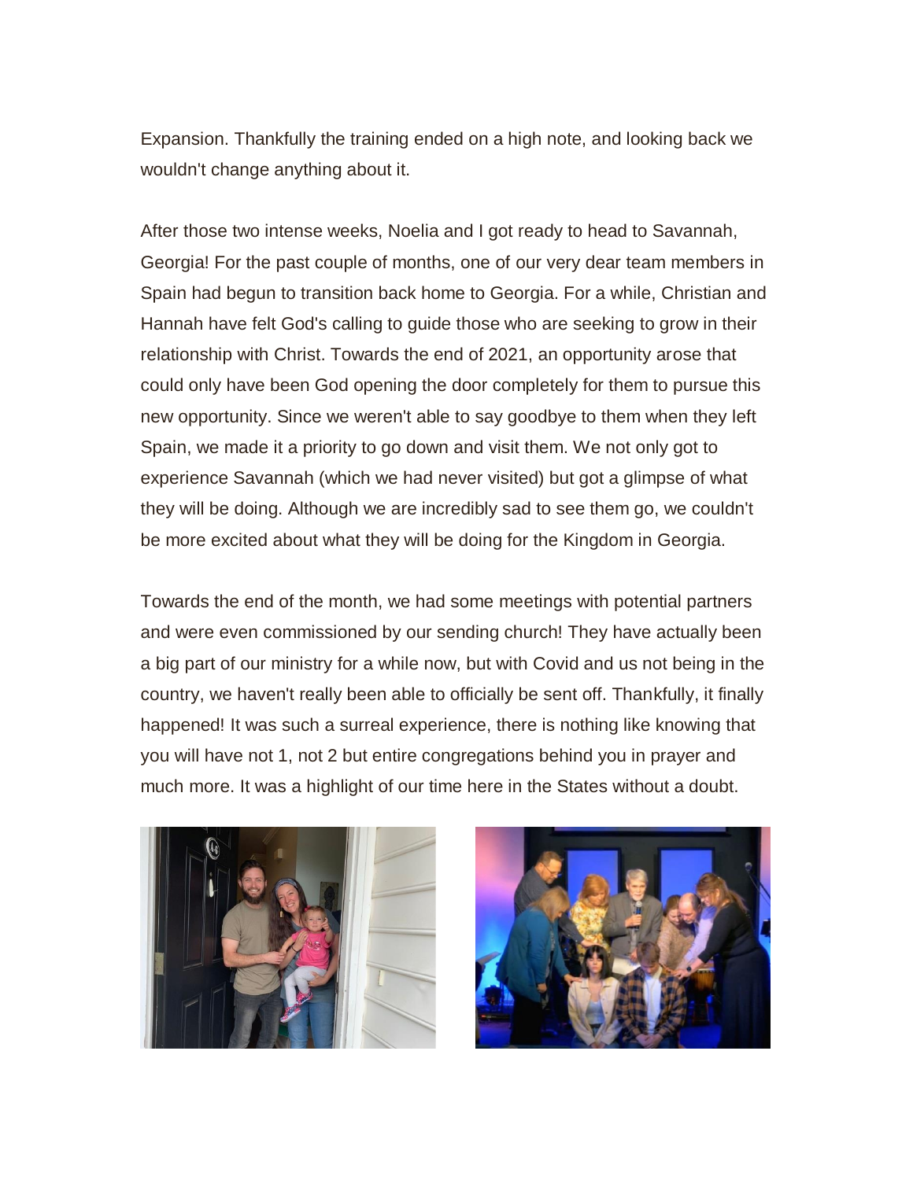Expansion. Thankfully the training ended on a high note, and looking back we wouldn't change anything about it.

After those two intense weeks, Noelia and I got ready to head to Savannah, Georgia! For the past couple of months, one of our very dear team members in Spain had begun to transition back home to Georgia. For a while, Christian and Hannah have felt God's calling to guide those who are seeking to grow in their relationship with Christ. Towards the end of 2021, an opportunity arose that could only have been God opening the door completely for them to pursue this new opportunity. Since we weren't able to say goodbye to them when they left Spain, we made it a priority to go down and visit them. We not only got to experience Savannah (which we had never visited) but got a glimpse of what they will be doing. Although we are incredibly sad to see them go, we couldn't be more excited about what they will be doing for the Kingdom in Georgia.

Towards the end of the month, we had some meetings with potential partners and were even commissioned by our sending church! They have actually been a big part of our ministry for a while now, but with Covid and us not being in the country, we haven't really been able to officially be sent off. Thankfully, it finally happened! It was such a surreal experience, there is nothing like knowing that you will have not 1, not 2 but entire congregations behind you in prayer and much more. It was a highlight of our time here in the States without a doubt.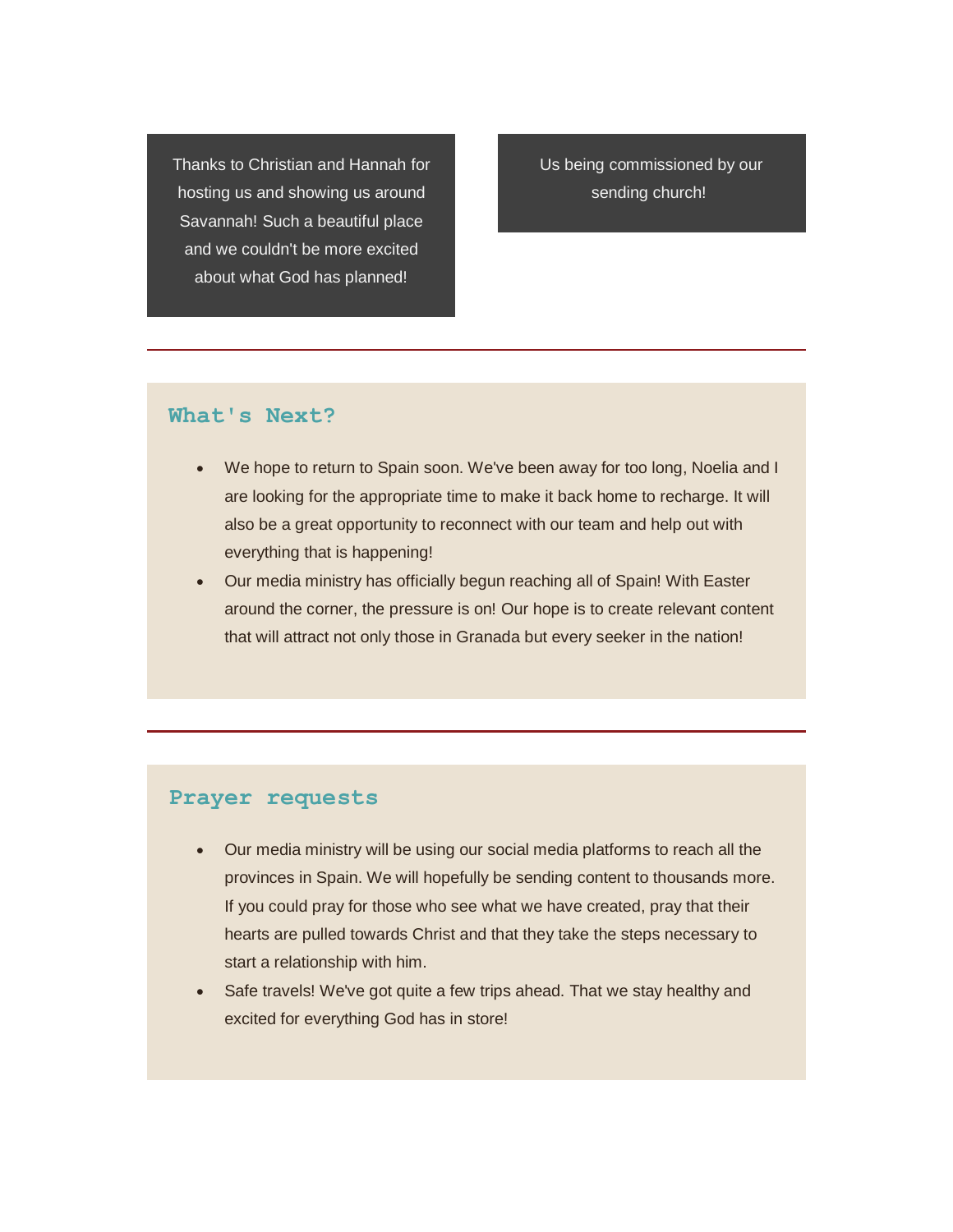Thanks to Christian and Hannah for hosting us and showing us around Savannah! Such a beautiful place and we couldn't be more excited about what God has planned!

Us being commissioned by our sending church!

---

## What's Next?

- We hope to return to Spain soon. We've been away for too long, Noelia and I are looking for the appropriate time to make it back home to recharge. It will also be a great opportunity to reconnect with our team and help out with everything that is happening!
- Our media ministry has officially begun reaching all of Spain! With Easter around the corner, the pressure is on! Our hope is to create relevant content that will attract not only those in Granada but every seeker in the nation!

---

## Prayer requests

- Our media ministry will be using our social media platforms to reach all the provinces in Spain. We will hopefully be sending content to thousands more. If you could pray for those who see what we have created, pray that their hearts are pulled towards Christ and that they take the steps necessary to start a relationship with him.
- Safe travels! We've got quite a few trips ahead. That we stay healthy and excited for everything God has in store!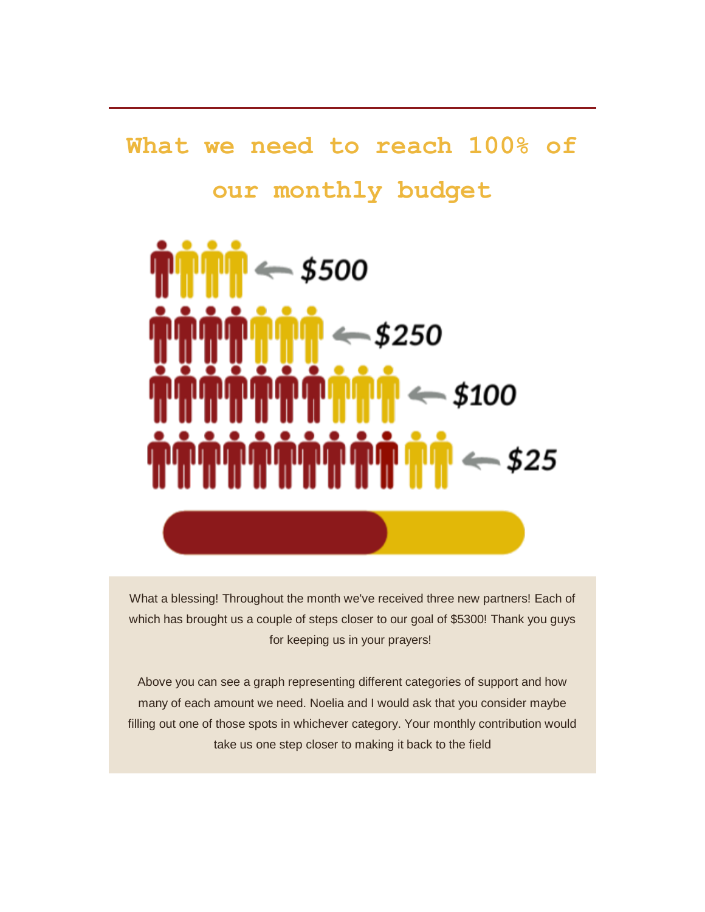# What we need to reach 100% of our monthly budget

$500

$250

$100

$25

What a blessing! Throughout the month we've received three new partners! Each of which has brought us a couple of steps closer to our goal of $5300! Thank you guys for keeping us in your prayers!

Above you can see a graph representing different categories of support and how many of each amount we need. Noelia and I would ask that you consider maybe filling out one of those spots in whichever category. Your monthly contribution would take us one step closer to making it back to the field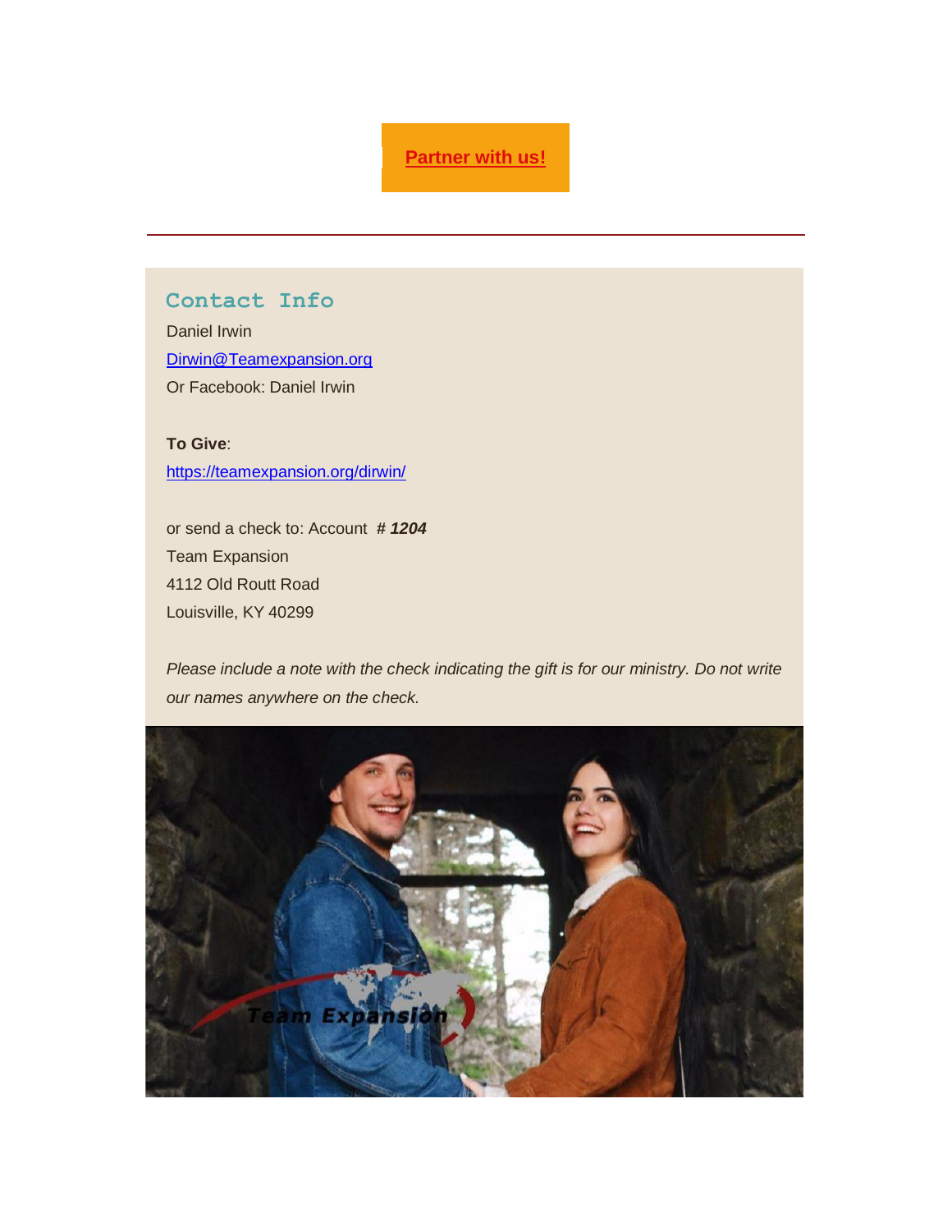[Partner with us!]

---

## Contact Info

Daniel Irwin
Dirwin@Teamexpansion.org
Or Facebook: Daniel Irwin

**To Give**:
https://teamexpansion.org/dirwin/

or send a check to: Account ***# 1204***
Team Expansion
4112 Old Routt Road
Louisville, KY 40299

*Please include a note with the check indicating the gift is for our ministry. Do not write our names anywhere on the check.*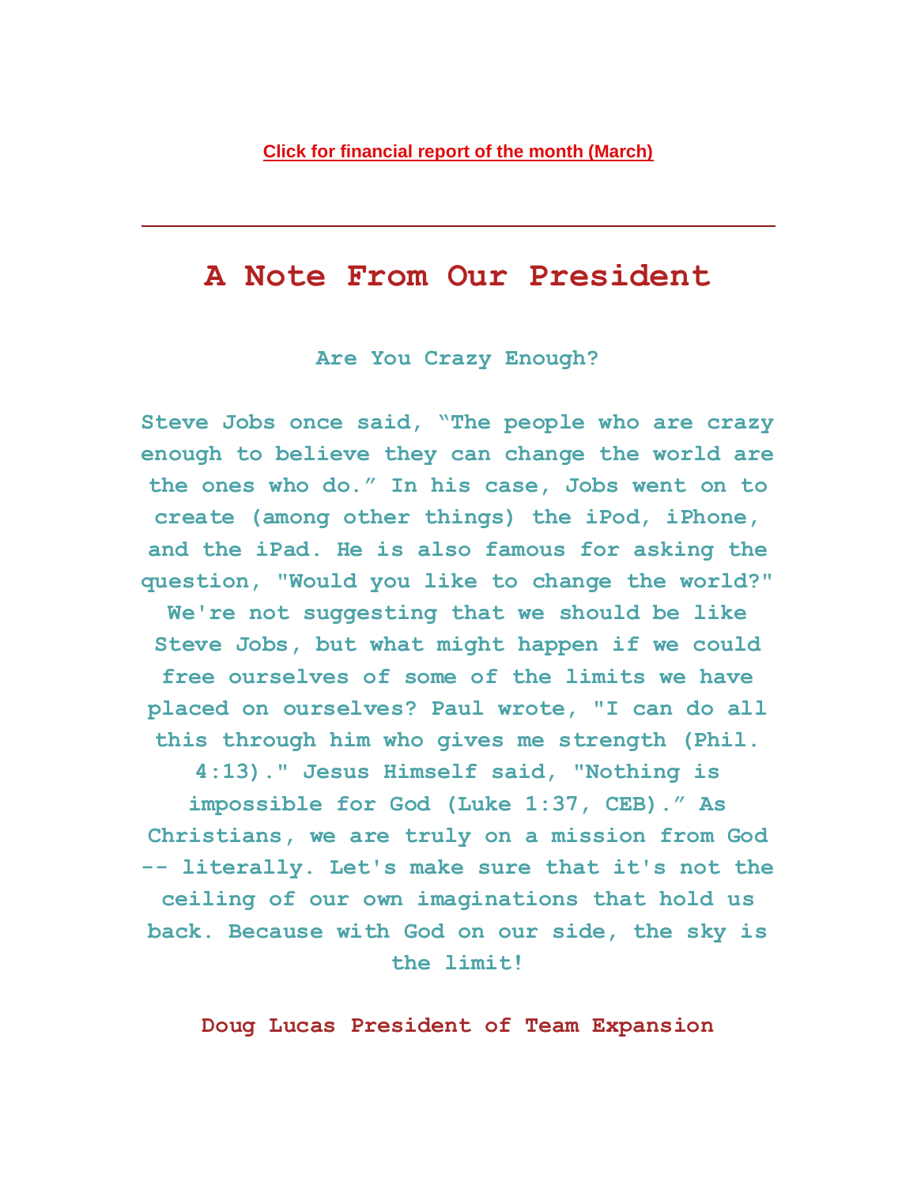[Click for financial report of the month (March)]

---

# A Note From Our President

### Are You Crazy Enough?

**Steve Jobs once said, “The people who are crazy enough to believe they can change the world are the ones who do.” In his case, Jobs went on to create (among other things) the iPod, iPhone, and the iPad. He is also famous for asking the question, "Would you like to change the world?" We're not suggesting that we should be like Steve Jobs, but what might happen if we could free ourselves of some of the limits we have placed on ourselves? Paul wrote, "I can do all this through him who gives me strength (Phil. 4:13)." Jesus Himself said, "Nothing is impossible for God (Luke 1:37, CEB).” As Christians, we are truly on a mission from God -- literally. Let's make sure that it's not the ceiling of our own imaginations that hold us back. Because with God on our side, the sky is the limit!**

**Doug Lucas President of Team Expansion**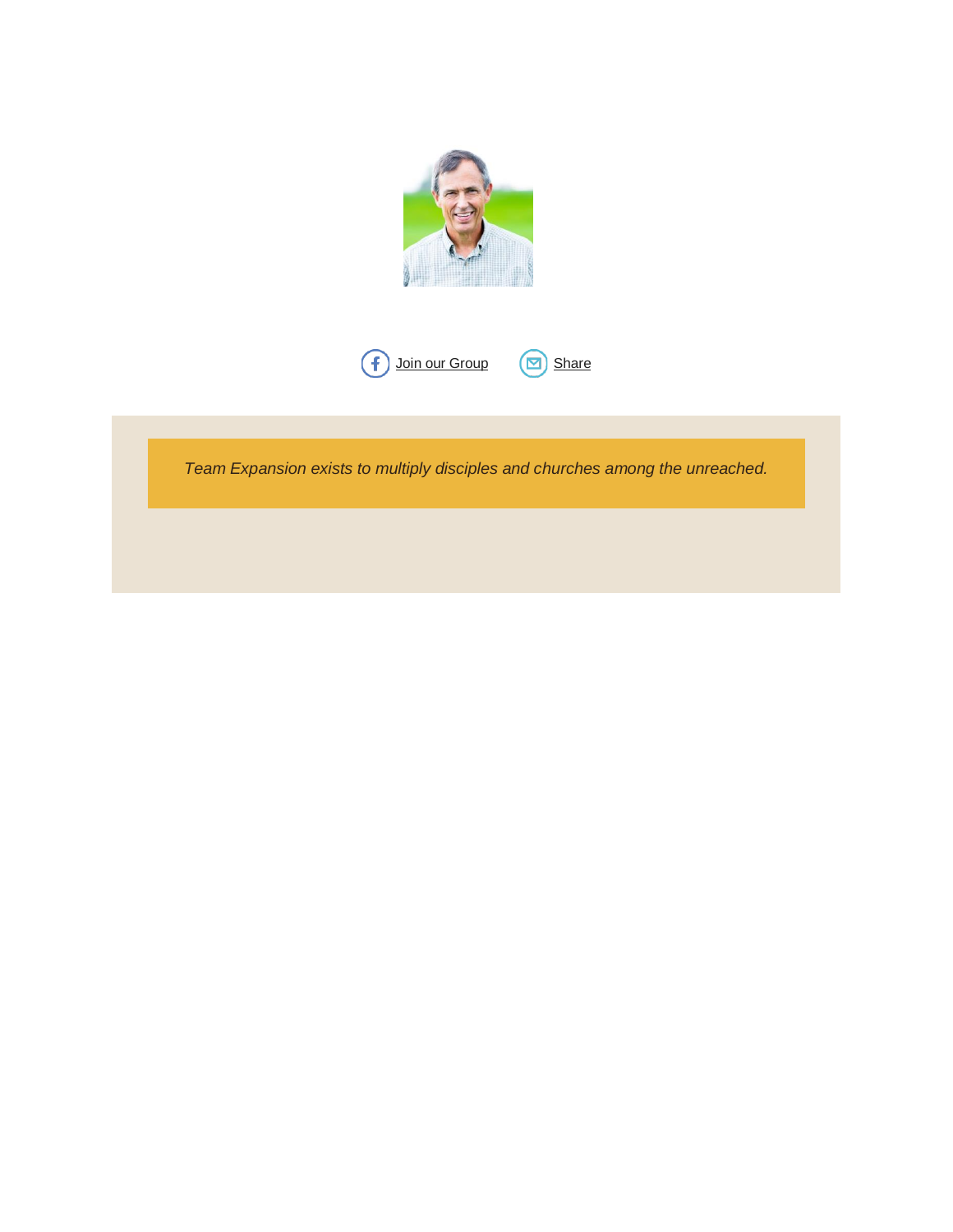Join our Group Share

*Team Expansion exists to multiply disciples and churches among the unreached.*